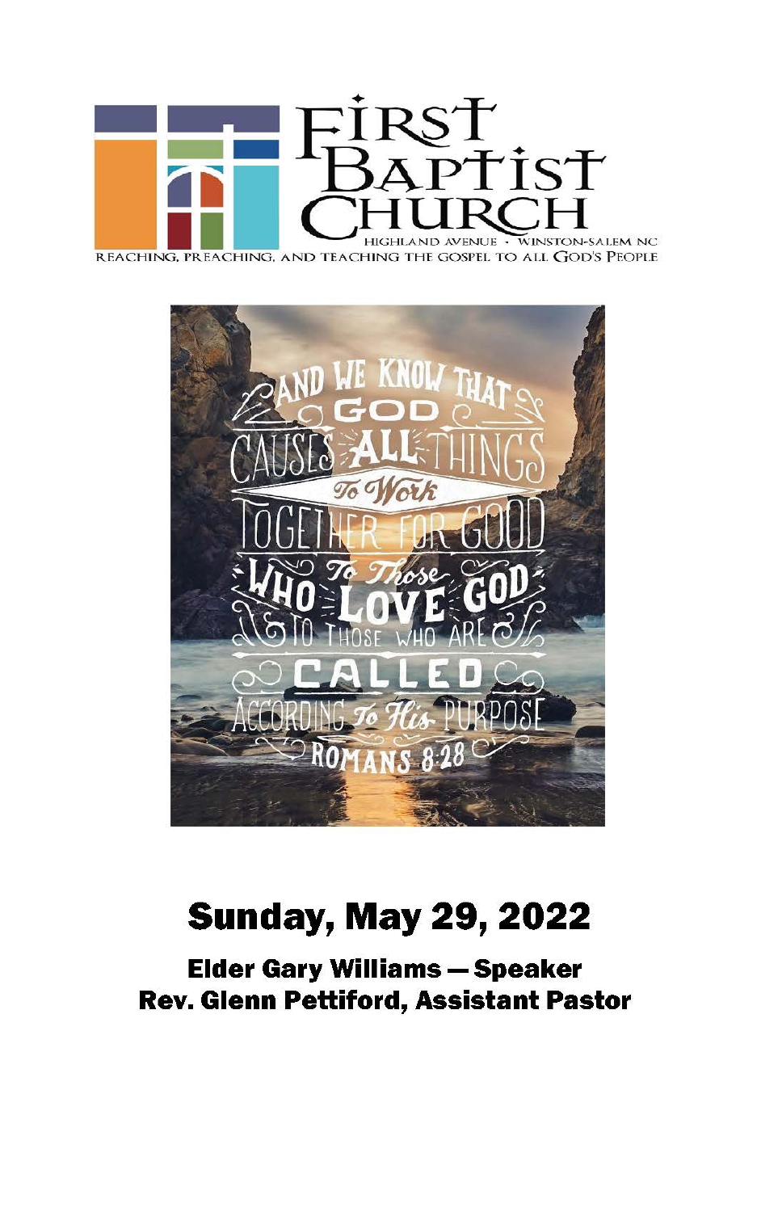# First Baptist Church

HIGHLAND AVENUE · WINSTON-SALEM NC

REACHING, PREACHING, AND TEACHING THE GOSPEL TO ALL GOD'S PEOPLE

AND WE KNOW THAT GOD CAUSES ALL THINGS To Work TOGETHER FOR GOOD To Those WHO LOVE GOD TO THOSE WHO ARE CALLED ACCORDING To His PURPOSE

ROMANS 8:28

## Sunday, May 29, 2022

**Elder Gary Williams — Speaker**

**Rev. Glenn Pettiford, Assistant Pastor**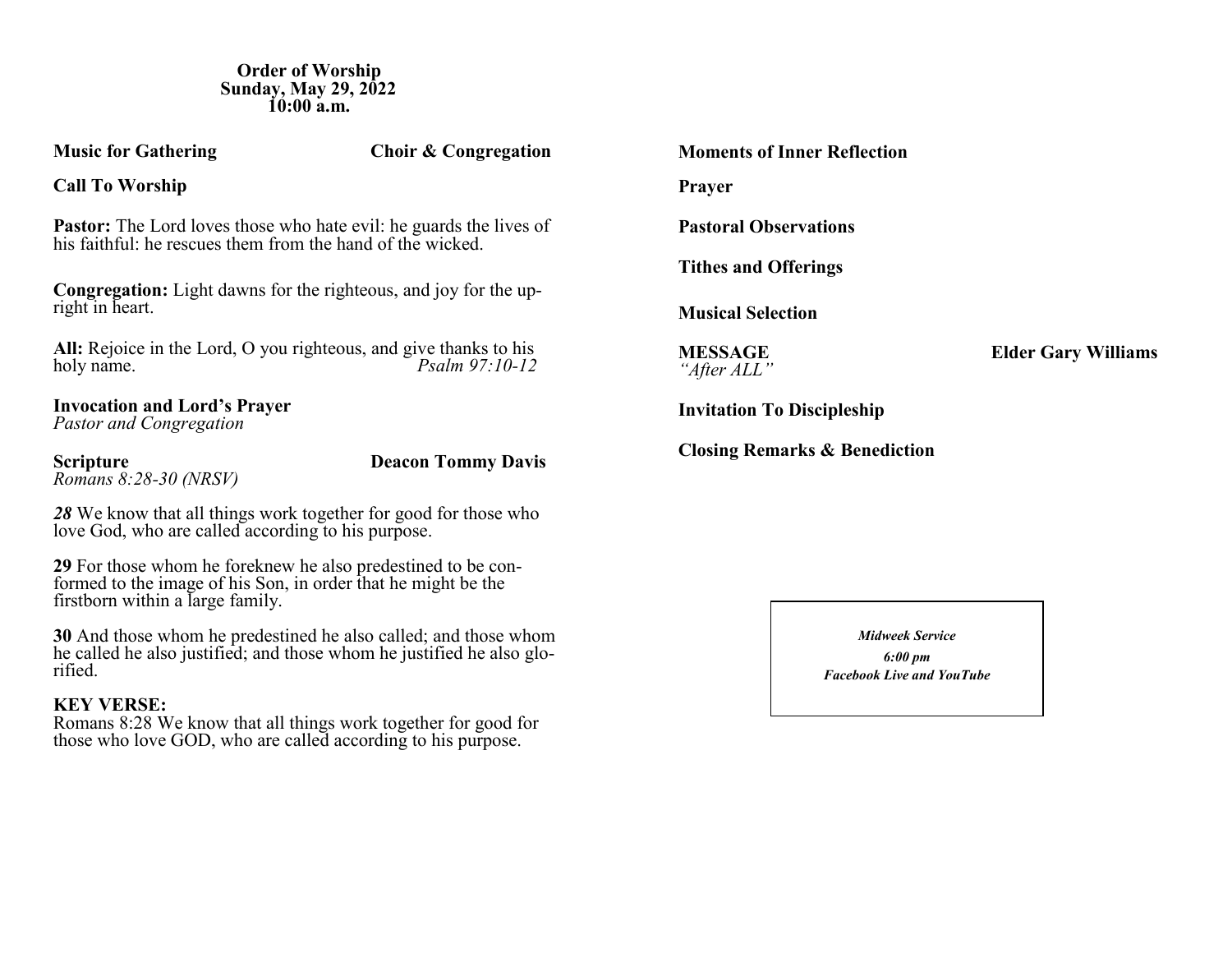**Order of Worship**
**Sunday, May 29, 2022**
**10:00 a.m.**

**Music for Gathering** — **Choir & Congregation**

**Call To Worship**

**Pastor:** The Lord loves those who hate evil: he guards the lives of his faithful: he rescues them from the hand of the wicked.

**Congregation:** Light dawns for the righteous, and joy for the upright in heart.

**All:** Rejoice in the Lord, O you righteous, and give thanks to his holy name. *Psalm 97:10-12*

**Invocation and Lord's Prayer**
*Pastor and Congregation*

**Scripture** — **Deacon Tommy Davis**
*Romans 8:28-30 (NRSV)*

***28*** We know that all things work together for good for those who love God, who are called according to his purpose.

**29** For those whom he foreknew he also predestined to be conformed to the image of his Son, in order that he might be the firstborn within a large family.

**30** And those whom he predestined he also called; and those whom he called he also justified; and those whom he justified he also glorified.

**KEY VERSE:**
Romans 8:28 We know that all things work together for good for those who love GOD, who are called according to his purpose.

**Moments of Inner Reflection**

**Prayer**

**Pastoral Observations**

**Tithes and Offerings**

**Musical Selection**

**MESSAGE** — **Elder Gary Williams**
*"After ALL"*

**Invitation To Discipleship**

**Closing Remarks & Benediction**

***Midweek Service***
***6:00 pm***
***Facebook Live and YouTube***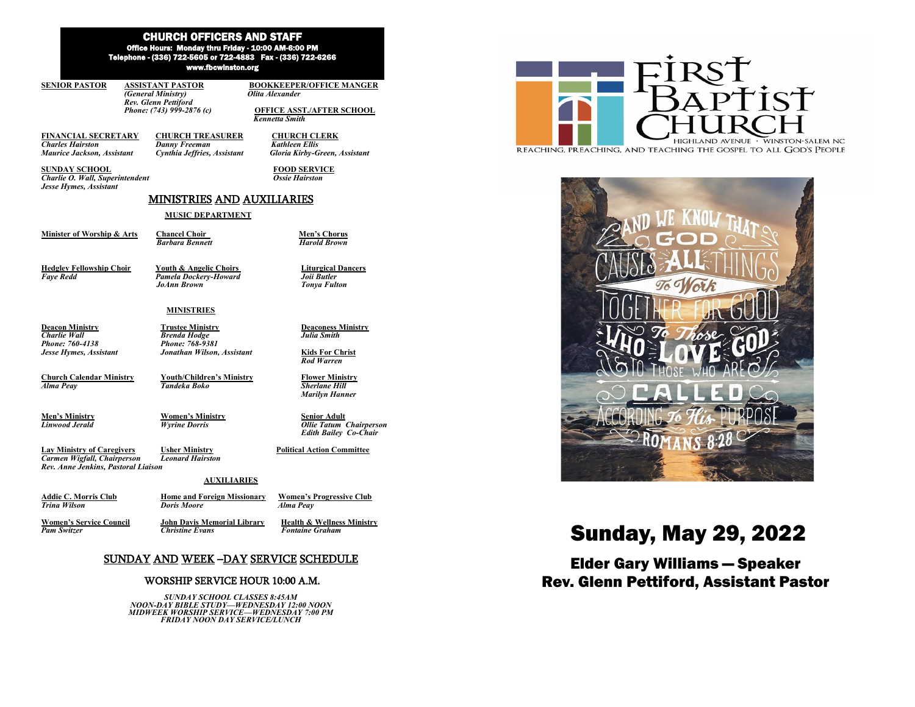# CHURCH OFFICERS AND STAFF

**Office Hours: Monday thru Friday - 10:00 AM-6:00 PM**
**Telephone - (336) 722-5605 or 722-4883 Fax - (336) 722-6266**
**www.fbcwinston.org**

**SENIOR PASTOR**

**ASSISTANT PASTOR**
*(General Ministry)*
*Rev. Glenn Pettiford*
*Phone: (743) 999-2876 (c)*

**BOOKKEEPER/OFFICE MANGER**
*Olita Alexander*

**OFFICE ASST./AFTER SCHOOL**
*Kennetta Smith*

**FINANCIAL SECRETARY**
*Charles Hairston*
*Maurice Jackson, Assistant*

**CHURCH TREASURER**
*Danny Freeman*
*Cynthia Jeffries, Assistant*

**CHURCH CLERK**
*Kathleen Ellis*
*Gloria Kirby-Green, Assistant*

**SUNDAY SCHOOL**
*Charlie O. Wall, Superintendent*
*Jesse Hymes, Assistant*

**FOOD SERVICE**
*Ossie Hairston*

## MINISTRIES AND AUXILIARIES

### MUSIC DEPARTMENT

**Minister of Worship & Arts**

**Chancel Choir**
*Barbara Bennett*

**Men's Chorus**
*Harold Brown*

**Hedgley Fellowship Choir**
*Faye Redd*

**Youth & Angelic Choirs**
*Pamela Dockery-Howard*
*JoAnn Brown*

**Liturgical Dancers**
*Joii Butler*
*Tonya Fulton*

### MINISTRIES

**Deacon Ministry**
*Charlie Wall*
*Phone: 760-4138*
*Jesse Hymes, Assistant*

**Trustee Ministry**
*Brenda Hodge*
*Phone: 768-9381*
*Jonathan Wilson, Assistant*

**Deaconess Ministry**
*Julia Smith*

**Kids For Christ**
*Rod Warren*

**Church Calendar Ministry**
*Alma Peay*

**Youth/Children's Ministry**
*Tandeka Boko*

**Flower Ministry**
*Sherlane Hill*
*Marilyn Hanner*

**Men's Ministry**
*Linwood Jerald*

**Women's Ministry**
*Wyrine Dorris*

**Senior Adult**
*Ollie Tatum Chairperson*
*Edith Bailey Co-Chair*

**Lay Ministry of Caregivers**
*Carmen Wigfall, Chairperson*
*Rev. Anne Jenkins, Pastoral Liaison*

**Usher Ministry**
*Leonard Hairston*

**Political Action Committee**

### AUXILIARIES

**Addie C. Morris Club**
*Trina Wilson*

**Home and Foreign Missionary**
*Doris Moore*

**Women's Progressive Club**
*Alma Peay*

**Women's Service Council**
*Pam Switzer*

**John Davis Memorial Library**
*Christine Evans*

**Health & Wellness Ministry**
*Fontaine Graham*

## SUNDAY AND WEEK –DAY SERVICE SCHEDULE

### WORSHIP SERVICE HOUR 10:00 A.M.

*SUNDAY SCHOOL CLASSES 8:45AM*
*NOON-DAY BIBLE STUDY—WEDNESDAY 12:00 NOON*
*MIDWEEK WORSHIP SERVICE—WEDNESDAY 7:00 PM*
*FRIDAY NOON DAY SERVICE/LUNCH*

---

# First Baptist Church

HIGHLAND AVENUE · WINSTON-SALEM NC

REACHING, PREACHING, AND TEACHING THE GOSPEL TO ALL GOD'S PEOPLE

AND WE KNOW THAT GOD CAUSES ALL THINGS TO WORK TOGETHER FOR GOOD TO THOSE WHO LOVE GOD TO THOSE WHO ARE CALLED ACCORDING TO HIS PURPOSE ROMANS 8:28

# Sunday, May 29, 2022

## Elder Gary Williams — Speaker
## Rev. Glenn Pettiford, Assistant Pastor